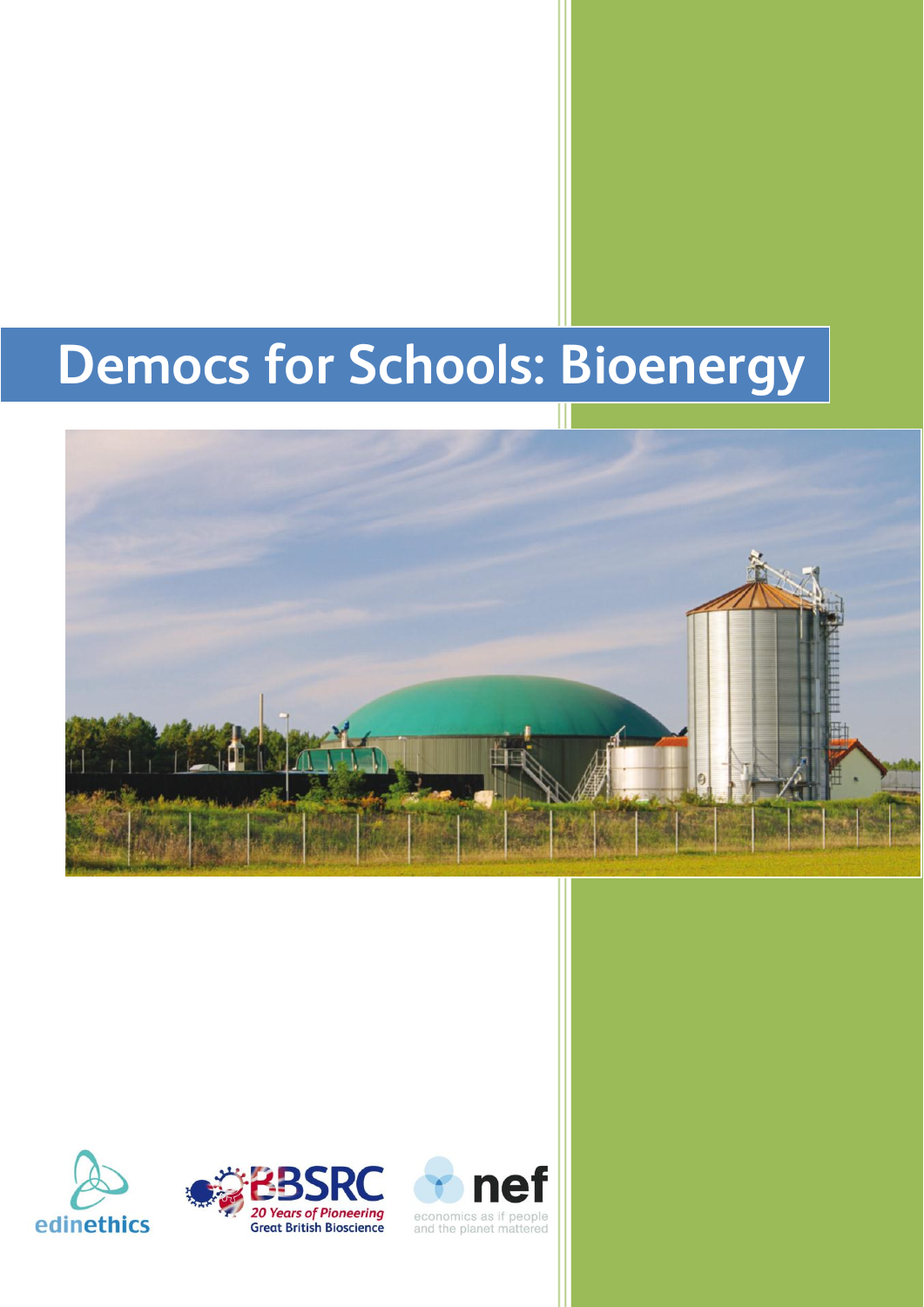# Democs for Schools: Bioenergy

edinethics

BBSRC 20 Years of Pioneering Great British Bioscience

nef economics as if people and the planet mattered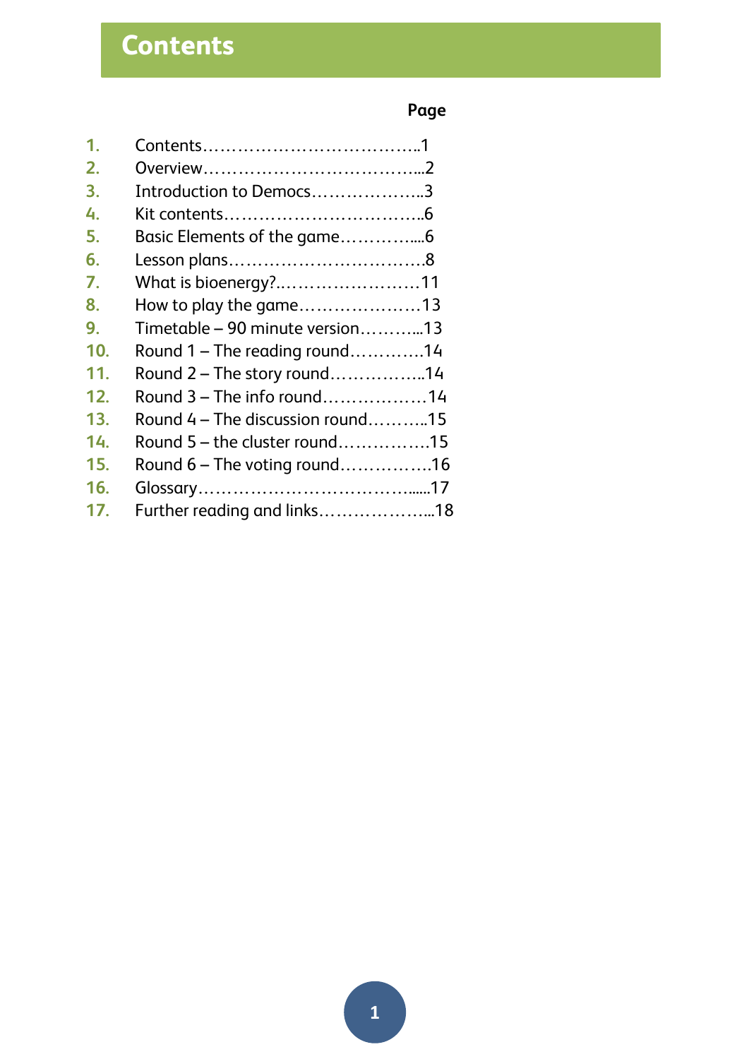# Contents

| | | Page |
|---|---|---|
| 1. | Contents | 1 |
| 2. | Overview | 2 |
| 3. | Introduction to Democs | 3 |
| 4. | Kit contents | 6 |
| 5. | Basic Elements of the game | 6 |
| 6. | Lesson plans | 8 |
| 7. | What is bioenergy? | 11 |
| 8. | How to play the game | 13 |
| 9. | Timetable – 90 minute version | 13 |
| 10. | Round 1 – The reading round | 14 |
| 11. | Round 2 – The story round | 14 |
| 12. | Round 3 – The info round | 14 |
| 13. | Round 4 – The discussion round | 15 |
| 14. | Round 5 – the cluster round | 15 |
| 15. | Round 6 – The voting round | 16 |
| 16. | Glossary | 17 |
| 17. | Further reading and links | 18 |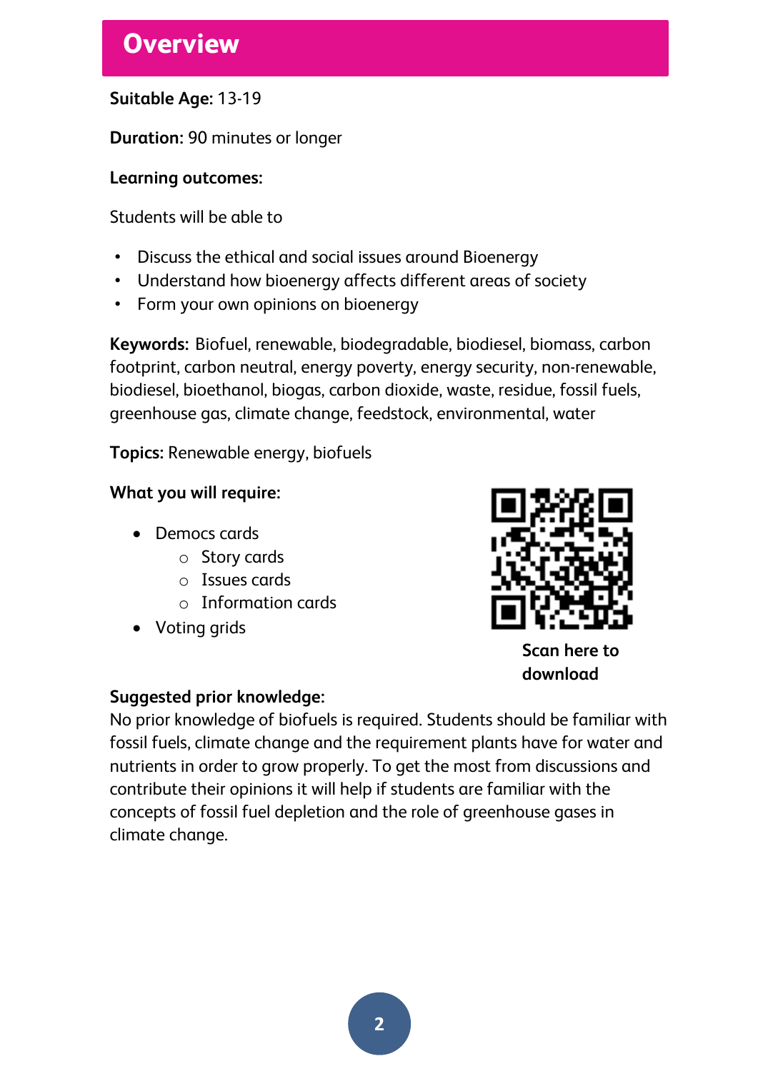# Overview

**Suitable Age:** 13-19

**Duration:** 90 minutes or longer

**Learning outcomes:**

Students will be able to

- Discuss the ethical and social issues around Bioenergy
- Understand how bioenergy affects different areas of society
- Form your own opinions on bioenergy

**Keywords:** Biofuel, renewable, biodegradable, biodiesel, biomass, carbon footprint, carbon neutral, energy poverty, energy security, non-renewable, biodiesel, bioethanol, biogas, carbon dioxide, waste, residue, fossil fuels, greenhouse gas, climate change, feedstock, environmental, water

**Topics:** Renewable energy, biofuels

**What you will require:**

- Democs cards
  - Story cards
  - Issues cards
  - Information cards
- Voting grids

**Scan here to download**

**Suggested prior knowledge:**
No prior knowledge of biofuels is required. Students should be familiar with fossil fuels, climate change and the requirement plants have for water and nutrients in order to grow properly. To get the most from discussions and contribute their opinions it will help if students are familiar with the concepts of fossil fuel depletion and the role of greenhouse gases in climate change.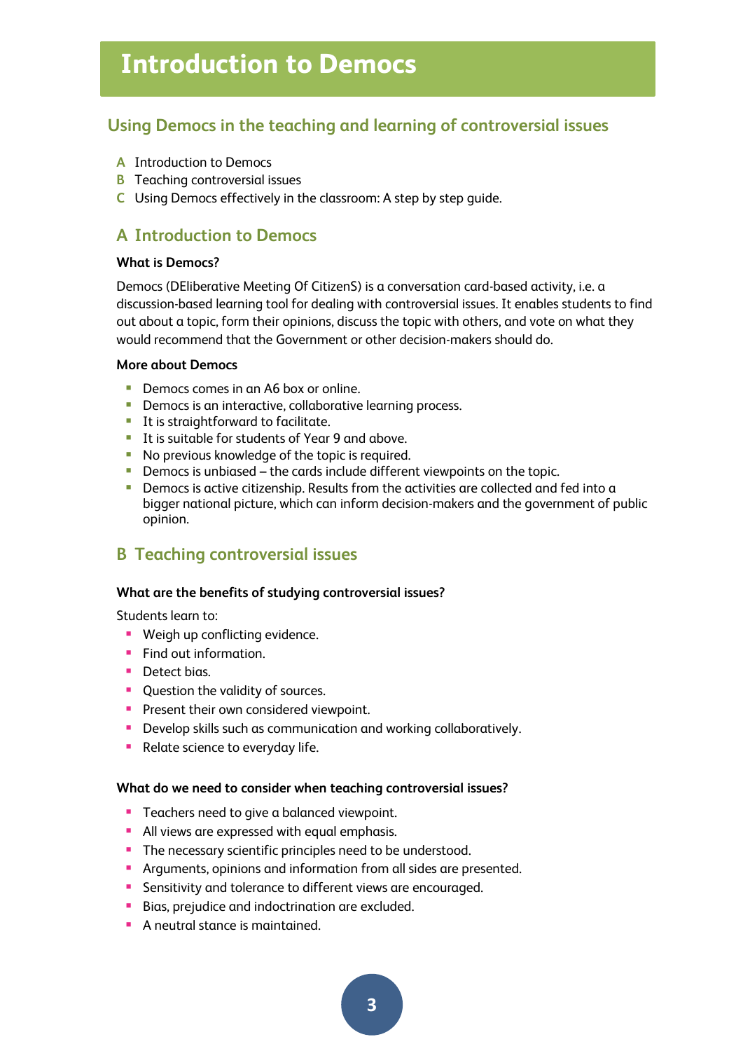# Introduction to Democs

## Using Democs in the teaching and learning of controversial issues

**A** Introduction to Democs
**B** Teaching controversial issues
**C** Using Democs effectively in the classroom: A step by step guide.

## A Introduction to Democs

**What is Democs?**

Democs (DEliberative Meeting Of CitizenS) is a conversation card-based activity, i.e. a discussion-based learning tool for dealing with controversial issues. It enables students to find out about a topic, form their opinions, discuss the topic with others, and vote on what they would recommend that the Government or other decision-makers should do.

**More about Democs**

- Democs comes in an A6 box or online.
- Democs is an interactive, collaborative learning process.
- It is straightforward to facilitate.
- It is suitable for students of Year 9 and above.
- No previous knowledge of the topic is required.
- Democs is unbiased – the cards include different viewpoints on the topic.
- Democs is active citizenship. Results from the activities are collected and fed into a bigger national picture, which can inform decision-makers and the government of public opinion.

## B Teaching controversial issues

**What are the benefits of studying controversial issues?**

Students learn to:

- Weigh up conflicting evidence.
- Find out information.
- Detect bias.
- Question the validity of sources.
- Present their own considered viewpoint.
- Develop skills such as communication and working collaboratively.
- Relate science to everyday life.

**What do we need to consider when teaching controversial issues?**

- Teachers need to give a balanced viewpoint.
- All views are expressed with equal emphasis.
- The necessary scientific principles need to be understood.
- Arguments, opinions and information from all sides are presented.
- Sensitivity and tolerance to different views are encouraged.
- Bias, prejudice and indoctrination are excluded.
- A neutral stance is maintained.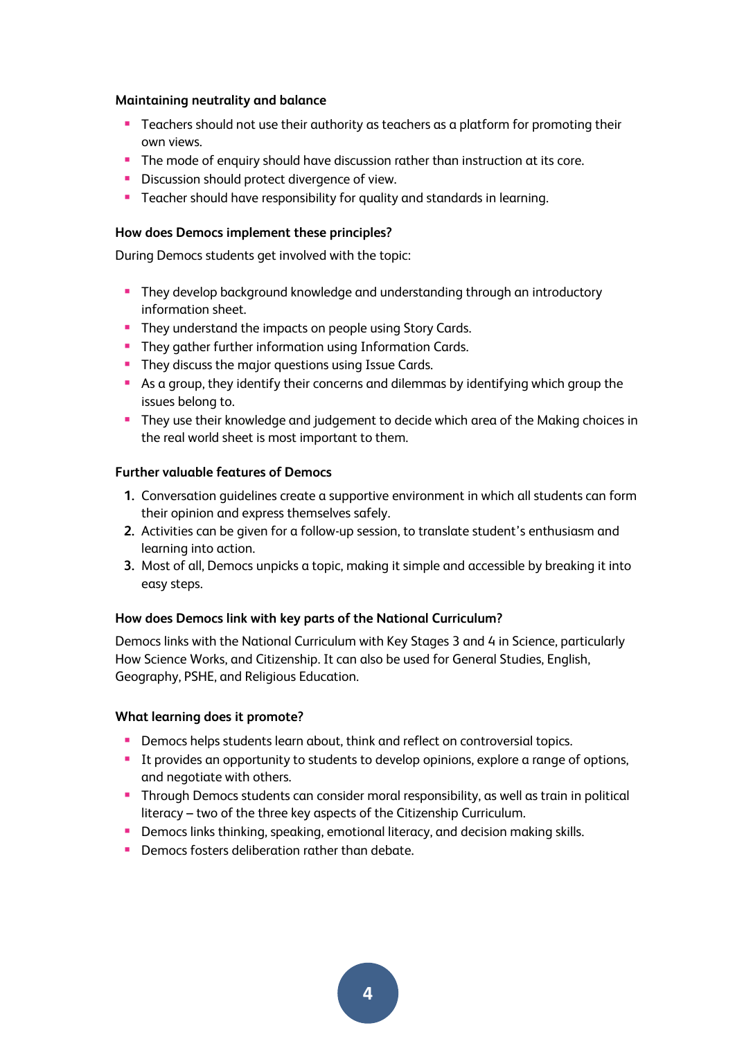### Maintaining neutrality and balance

- Teachers should not use their authority as teachers as a platform for promoting their own views.
- The mode of enquiry should have discussion rather than instruction at its core.
- Discussion should protect divergence of view.
- Teacher should have responsibility for quality and standards in learning.

### How does Democs implement these principles?

During Democs students get involved with the topic:

- They develop background knowledge and understanding through an introductory information sheet.
- They understand the impacts on people using Story Cards.
- They gather further information using Information Cards.
- They discuss the major questions using Issue Cards.
- As a group, they identify their concerns and dilemmas by identifying which group the issues belong to.
- They use their knowledge and judgement to decide which area of the Making choices in the real world sheet is most important to them.

### Further valuable features of Democs

1. Conversation guidelines create a supportive environment in which all students can form their opinion and express themselves safely.
2. Activities can be given for a follow-up session, to translate student's enthusiasm and learning into action.
3. Most of all, Democs unpicks a topic, making it simple and accessible by breaking it into easy steps.

### How does Democs link with key parts of the National Curriculum?

Democs links with the National Curriculum with Key Stages 3 and 4 in Science, particularly How Science Works, and Citizenship. It can also be used for General Studies, English, Geography, PSHE, and Religious Education.

### What learning does it promote?

- Democs helps students learn about, think and reflect on controversial topics.
- It provides an opportunity to students to develop opinions, explore a range of options, and negotiate with others.
- Through Democs students can consider moral responsibility, as well as train in political literacy – two of the three key aspects of the Citizenship Curriculum.
- Democs links thinking, speaking, emotional literacy, and decision making skills.
- Democs fosters deliberation rather than debate.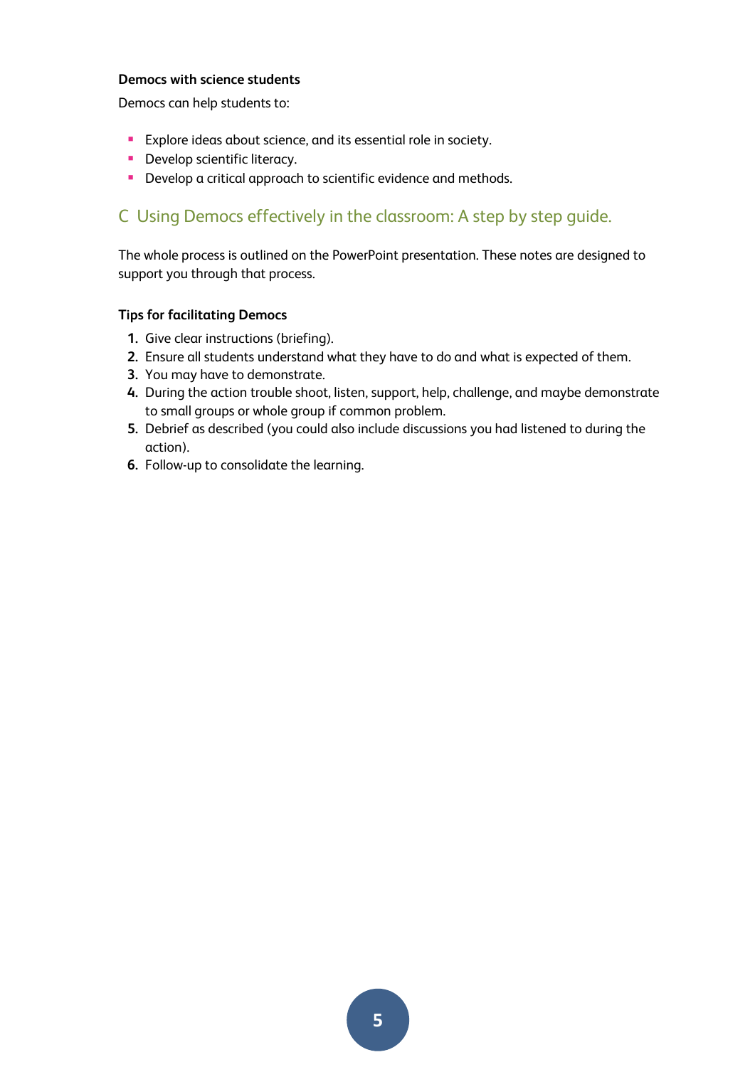**Democs with science students**

Democs can help students to:

- Explore ideas about science, and its essential role in society.
- Develop scientific literacy.
- Develop a critical approach to scientific evidence and methods.

## C Using Democs effectively in the classroom: A step by step guide.

The whole process is outlined on the PowerPoint presentation. These notes are designed to support you through that process.

**Tips for facilitating Democs**

1. Give clear instructions (briefing).
2. Ensure all students understand what they have to do and what is expected of them.
3. You may have to demonstrate.
4. During the action trouble shoot, listen, support, help, challenge, and maybe demonstrate to small groups or whole group if common problem.
5. Debrief as described (you could also include discussions you had listened to during the action).
6. Follow-up to consolidate the learning.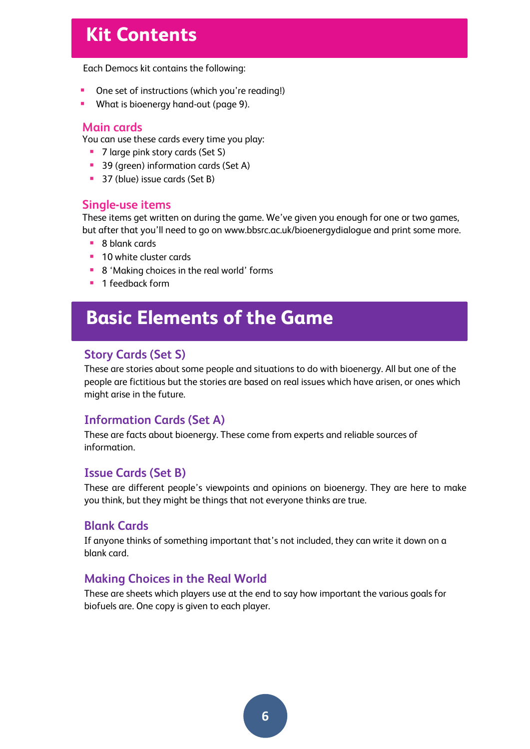# Kit Contents

Each Democs kit contains the following:

- One set of instructions (which you're reading!)
- What is bioenergy hand-out (page 9).

## Main cards

You can use these cards every time you play:

- 7 large pink story cards (Set S)
- 39 (green) information cards (Set A)
- 37 (blue) issue cards (Set B)

## Single-use items

These items get written on during the game. We've given you enough for one or two games, but after that you'll need to go on www.bbsrc.ac.uk/bioenergydialogue and print some more.

- 8 blank cards
- 10 white cluster cards
- 8 'Making choices in the real world' forms
- 1 feedback form

# Basic Elements of the Game

## Story Cards (Set S)

These are stories about some people and situations to do with bioenergy. All but one of the people are fictitious but the stories are based on real issues which have arisen, or ones which might arise in the future.

## Information Cards (Set A)

These are facts about bioenergy. These come from experts and reliable sources of information.

## Issue Cards (Set B)

These are different people's viewpoints and opinions on bioenergy. They are here to make you think, but they might be things that not everyone thinks are true.

## Blank Cards

If anyone thinks of something important that's not included, they can write it down on a blank card.

## Making Choices in the Real World

These are sheets which players use at the end to say how important the various goals for biofuels are. One copy is given to each player.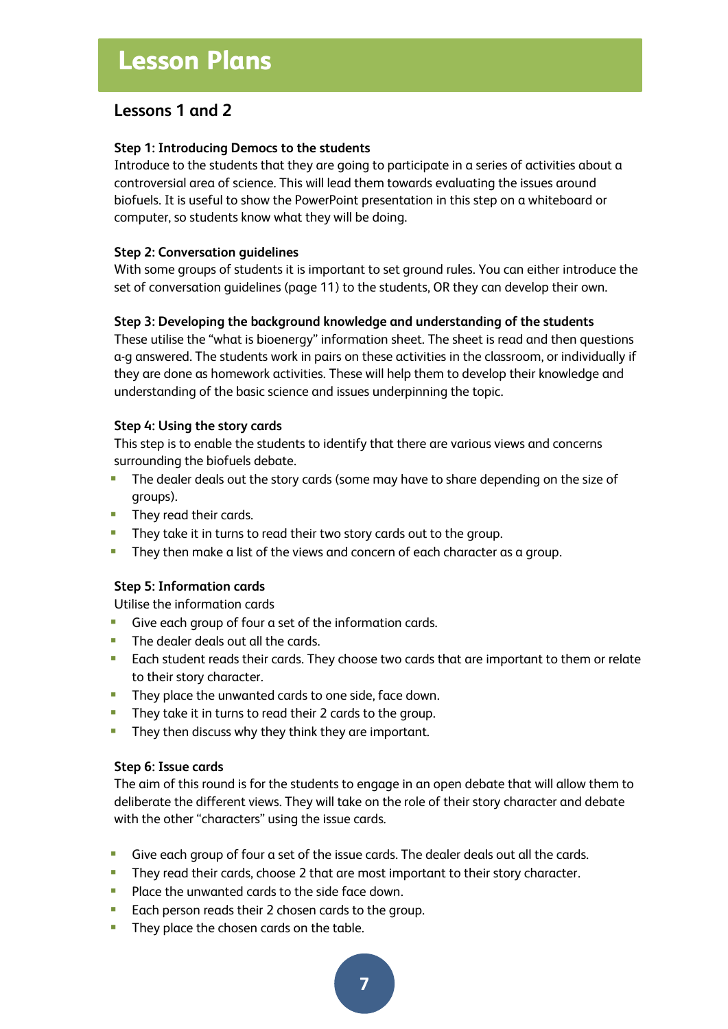# Lesson Plans

## Lessons 1 and 2

**Step 1: Introducing Democs to the students**

Introduce to the students that they are going to participate in a series of activities about a controversial area of science. This will lead them towards evaluating the issues around biofuels. It is useful to show the PowerPoint presentation in this step on a whiteboard or computer, so students know what they will be doing.

**Step 2: Conversation guidelines**

With some groups of students it is important to set ground rules. You can either introduce the set of conversation guidelines (page 11) to the students, OR they can develop their own.

**Step 3: Developing the background knowledge and understanding of the students**

These utilise the "what is bioenergy" information sheet. The sheet is read and then questions a-g answered. The students work in pairs on these activities in the classroom, or individually if they are done as homework activities. These will help them to develop their knowledge and understanding of the basic science and issues underpinning the topic.

**Step 4: Using the story cards**

This step is to enable the students to identify that there are various views and concerns surrounding the biofuels debate.

- The dealer deals out the story cards (some may have to share depending on the size of groups).
- They read their cards.
- They take it in turns to read their two story cards out to the group.
- They then make a list of the views and concern of each character as a group.

**Step 5: Information cards**

Utilise the information cards

- Give each group of four a set of the information cards.
- The dealer deals out all the cards.
- Each student reads their cards. They choose two cards that are important to them or relate to their story character.
- They place the unwanted cards to one side, face down.
- They take it in turns to read their 2 cards to the group.
- They then discuss why they think they are important.

**Step 6: Issue cards**

The aim of this round is for the students to engage in an open debate that will allow them to deliberate the different views. They will take on the role of their story character and debate with the other "characters" using the issue cards.

- Give each group of four a set of the issue cards. The dealer deals out all the cards.
- They read their cards, choose 2 that are most important to their story character.
- Place the unwanted cards to the side face down.
- Each person reads their 2 chosen cards to the group.
- They place the chosen cards on the table.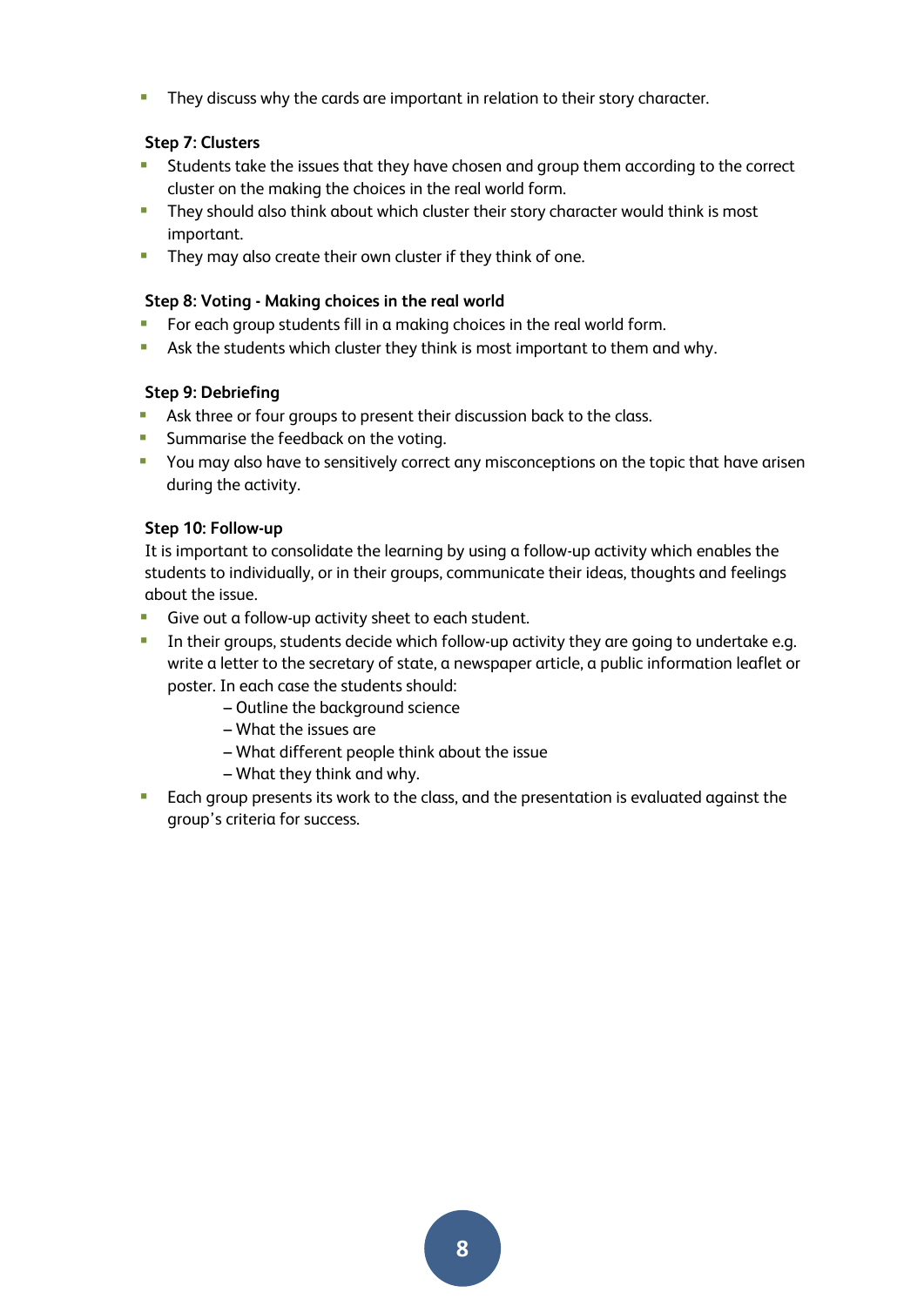- They discuss why the cards are important in relation to their story character.

**Step 7: Clusters**

- Students take the issues that they have chosen and group them according to the correct cluster on the making the choices in the real world form.
- They should also think about which cluster their story character would think is most important.
- They may also create their own cluster if they think of one.

**Step 8: Voting - Making choices in the real world**

- For each group students fill in a making choices in the real world form.
- Ask the students which cluster they think is most important to them and why.

**Step 9: Debriefing**

- Ask three or four groups to present their discussion back to the class.
- Summarise the feedback on the voting.
- You may also have to sensitively correct any misconceptions on the topic that have arisen during the activity.

**Step 10: Follow-up**

It is important to consolidate the learning by using a follow-up activity which enables the students to individually, or in their groups, communicate their ideas, thoughts and feelings about the issue.

- Give out a follow-up activity sheet to each student.
- In their groups, students decide which follow-up activity they are going to undertake e.g. write a letter to the secretary of state, a newspaper article, a public information leaflet or poster. In each case the students should:
  - – Outline the background science
  - – What the issues are
  - – What different people think about the issue
  - – What they think and why.
- Each group presents its work to the class, and the presentation is evaluated against the group's criteria for success.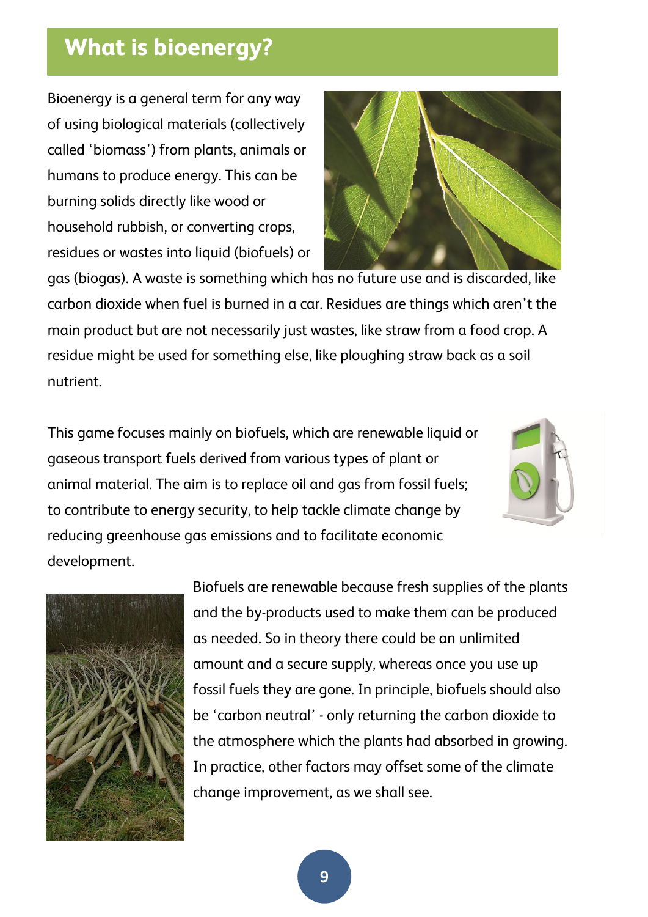# What is bioenergy?

Bioenergy is a general term for any way of using biological materials (collectively called 'biomass') from plants, animals or humans to produce energy. This can be burning solids directly like wood or household rubbish, or converting crops, residues or wastes into liquid (biofuels) or gas (biogas). A waste is something which has no future use and is discarded, like carbon dioxide when fuel is burned in a car. Residues are things which aren't the main product but are not necessarily just wastes, like straw from a food crop. A residue might be used for something else, like ploughing straw back as a soil nutrient.

This game focuses mainly on biofuels, which are renewable liquid or gaseous transport fuels derived from various types of plant or animal material. The aim is to replace oil and gas from fossil fuels; to contribute to energy security, to help tackle climate change by reducing greenhouse gas emissions and to facilitate economic development.

Biofuels are renewable because fresh supplies of the plants and the by-products used to make them can be produced as needed. So in theory there could be an unlimited amount and a secure supply, whereas once you use up fossil fuels they are gone. In principle, biofuels should also be 'carbon neutral' - only returning the carbon dioxide to the atmosphere which the plants had absorbed in growing. In practice, other factors may offset some of the climate change improvement, as we shall see.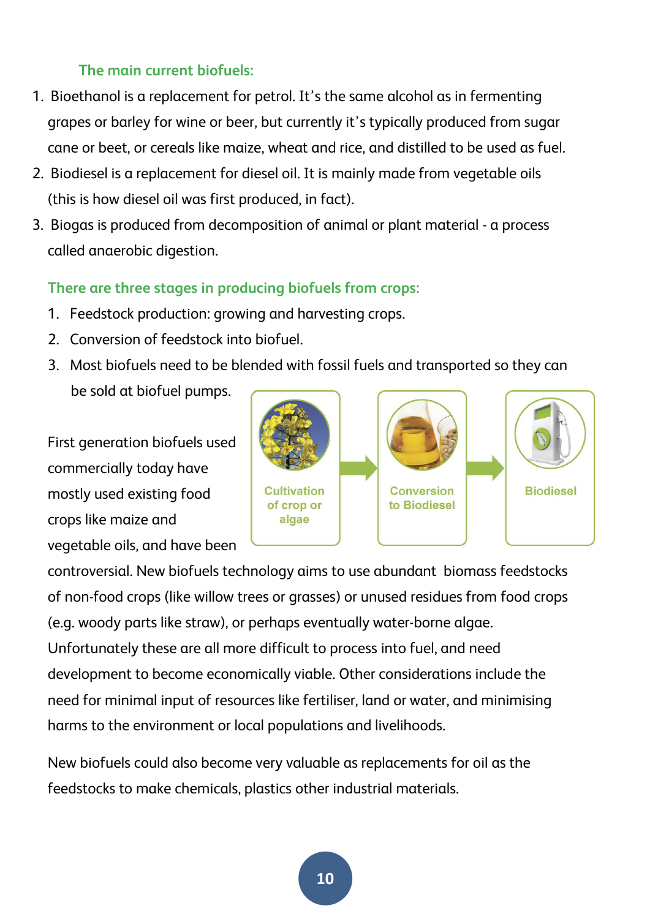### The main current biofuels:

1. Bioethanol is a replacement for petrol. It's the same alcohol as in fermenting grapes or barley for wine or beer, but currently it's typically produced from sugar cane or beet, or cereals like maize, wheat and rice, and distilled to be used as fuel.
2. Biodiesel is a replacement for diesel oil. It is mainly made from vegetable oils (this is how diesel oil was first produced, in fact).
3. Biogas is produced from decomposition of animal or plant material - a process called anaerobic digestion.

### There are three stages in producing biofuels from crops:

1. Feedstock production: growing and harvesting crops.
2. Conversion of feedstock into biofuel.
3. Most biofuels need to be blended with fossil fuels and transported so they can be sold at biofuel pumps.

Cultivation of crop or algae → Conversion to Biodiesel → Biodiesel

First generation biofuels used commercially today have mostly used existing food crops like maize and vegetable oils, and have been controversial. New biofuels technology aims to use abundant biomass feedstocks of non-food crops (like willow trees or grasses) or unused residues from food crops (e.g. woody parts like straw), or perhaps eventually water-borne algae. Unfortunately these are all more difficult to process into fuel, and need development to become economically viable. Other considerations include the need for minimal input of resources like fertiliser, land or water, and minimising harms to the environment or local populations and livelihoods.

New biofuels could also become very valuable as replacements for oil as the feedstocks to make chemicals, plastics other industrial materials.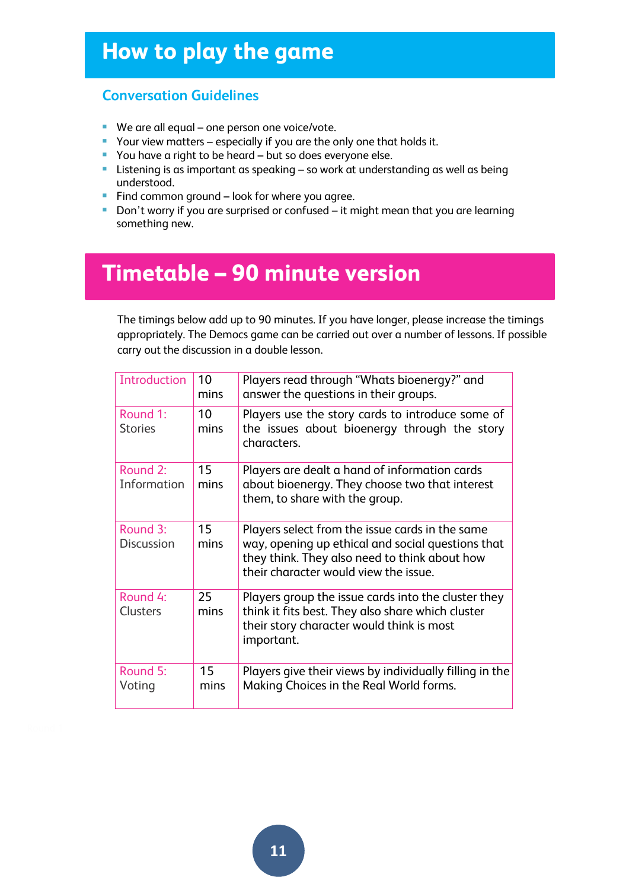# How to play the game

## Conversation Guidelines

- We are all equal – one person one voice/vote.
- Your view matters – especially if you are the only one that holds it.
- You have a right to be heard – but so does everyone else.
- Listening is as important as speaking – so work at understanding as well as being understood.
- Find common ground – look for where you agree.
- Don't worry if you are surprised or confused – it might mean that you are learning something new.

# Timetable – 90 minute version

The timings below add up to 90 minutes. If you have longer, please increase the timings appropriately. The Democs game can be carried out over a number of lessons. If possible carry out the discussion in a double lesson.

| | | |
|---|---|---|
| Introduction | 10 mins | Players read through "Whats bioenergy?" and answer the questions in their groups. |
| Round 1: Stories | 10 mins | Players use the story cards to introduce some of the issues about bioenergy through the story characters. |
| Round 2: Information | 15 mins | Players are dealt a hand of information cards about bioenergy. They choose two that interest them, to share with the group. |
| Round 3: Discussion | 15 mins | Players select from the issue cards in the same way, opening up ethical and social questions that they think. They also need to think about how their character would view the issue. |
| Round 4: Clusters | 25 mins | Players group the issue cards into the cluster they think it fits best. They also share which cluster their story character would think is most important. |
| Round 5: Voting | 15 mins | Players give their views by individually filling in the Making Choices in the Real World forms. |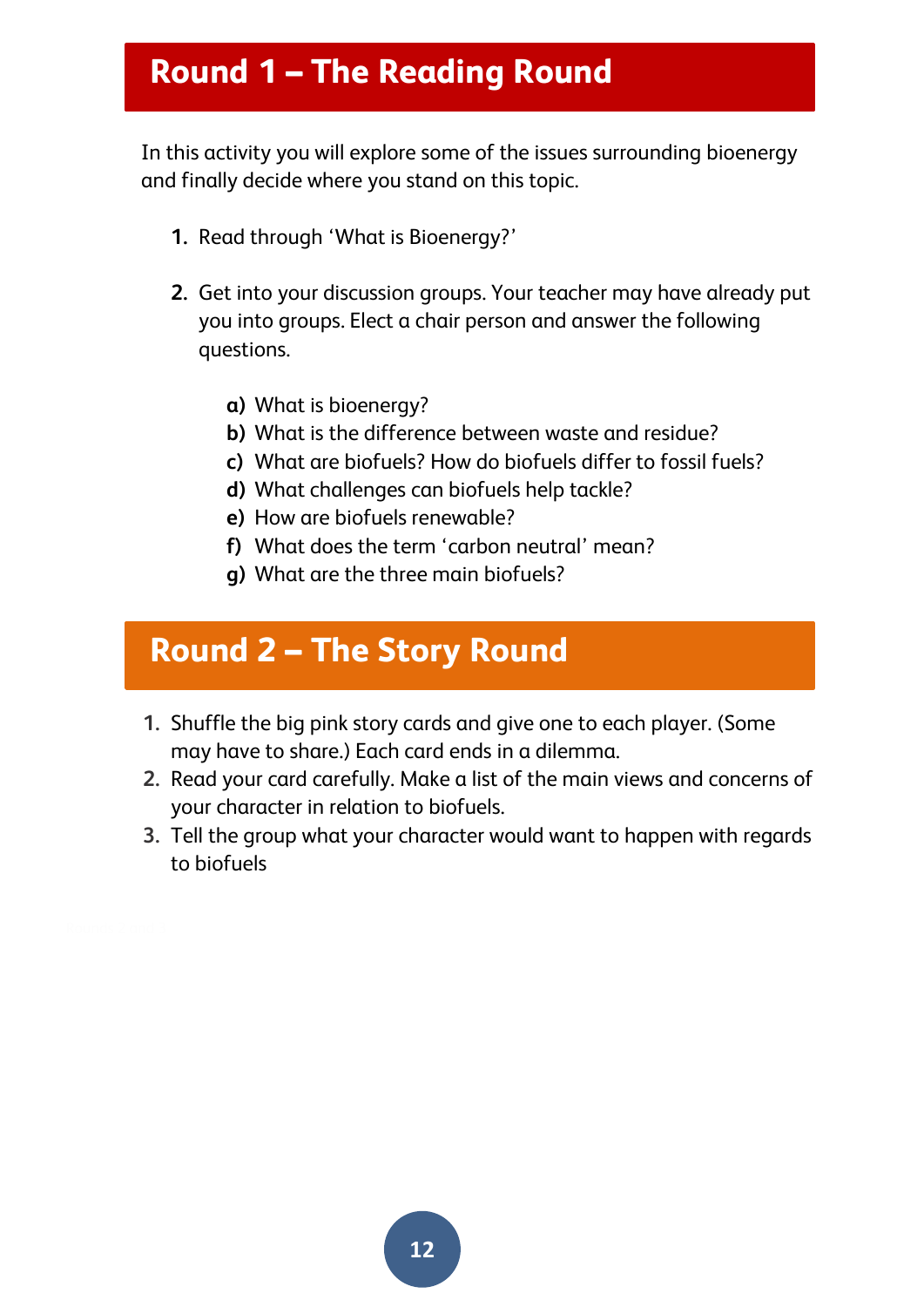## Round 1 – The Reading Round

In this activity you will explore some of the issues surrounding bioenergy and finally decide where you stand on this topic.

1. Read through 'What is Bioenergy?'

2. Get into your discussion groups. Your teacher may have already put you into groups. Elect a chair person and answer the following questions.

   a) What is bioenergy?
   b) What is the difference between waste and residue?
   c) What are biofuels? How do biofuels differ to fossil fuels?
   d) What challenges can biofuels help tackle?
   e) How are biofuels renewable?
   f) What does the term 'carbon neutral' mean?
   g) What are the three main biofuels?

## Round 2 – The Story Round

1. Shuffle the big pink story cards and give one to each player. (Some may have to share.) Each card ends in a dilemma.
2. Read your card carefully. Make a list of the main views and concerns of your character in relation to biofuels.
3. Tell the group what your character would want to happen with regards to biofuels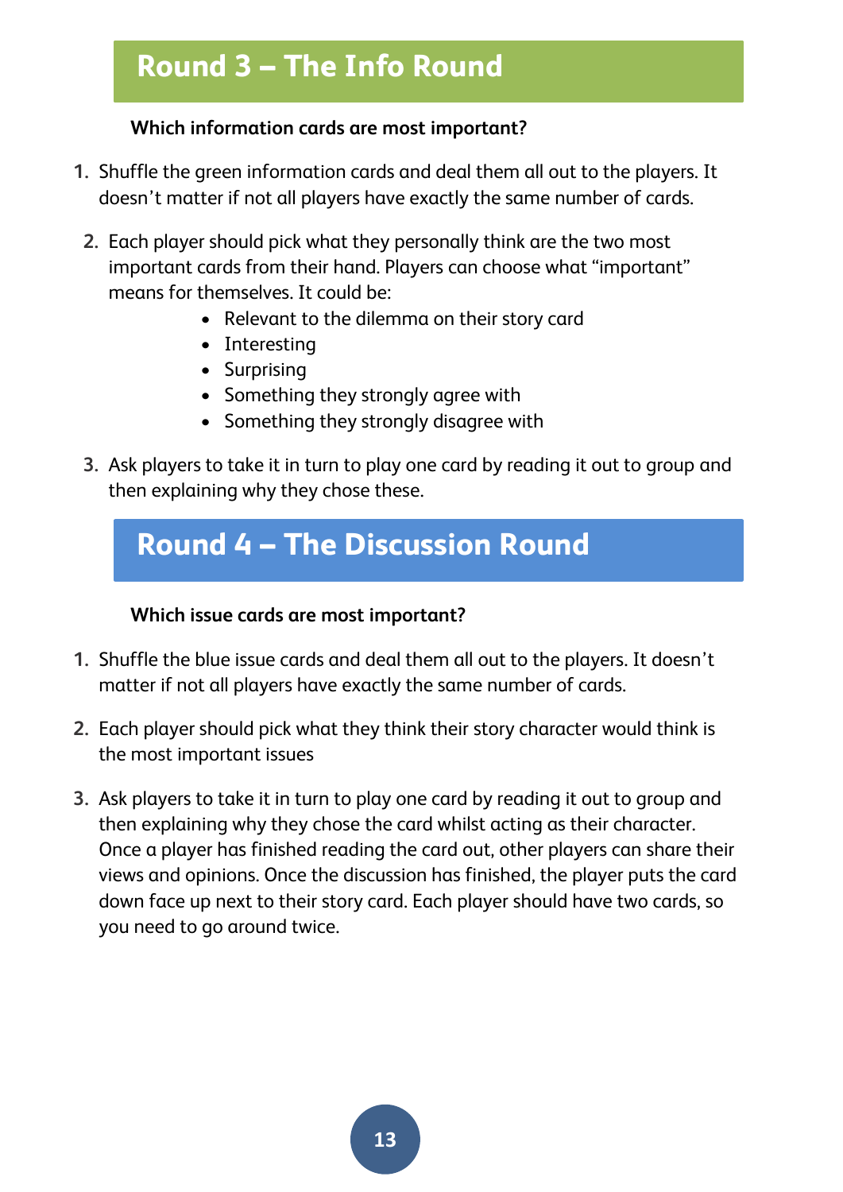## Round 3 – The Info Round

**Which information cards are most important?**

1. Shuffle the green information cards and deal them all out to the players. It doesn't matter if not all players have exactly the same number of cards.

2. Each player should pick what they personally think are the two most important cards from their hand. Players can choose what "important" means for themselves. It could be:
   - Relevant to the dilemma on their story card
   - Interesting
   - Surprising
   - Something they strongly agree with
   - Something they strongly disagree with

3. Ask players to take it in turn to play one card by reading it out to group and then explaining why they chose these.

## Round 4 – The Discussion Round

**Which issue cards are most important?**

1. Shuffle the blue issue cards and deal them all out to the players. It doesn't matter if not all players have exactly the same number of cards.

2. Each player should pick what they think their story character would think is the most important issues

3. Ask players to take it in turn to play one card by reading it out to group and then explaining why they chose the card whilst acting as their character. Once a player has finished reading the card out, other players can share their views and opinions. Once the discussion has finished, the player puts the card down face up next to their story card. Each player should have two cards, so you need to go around twice.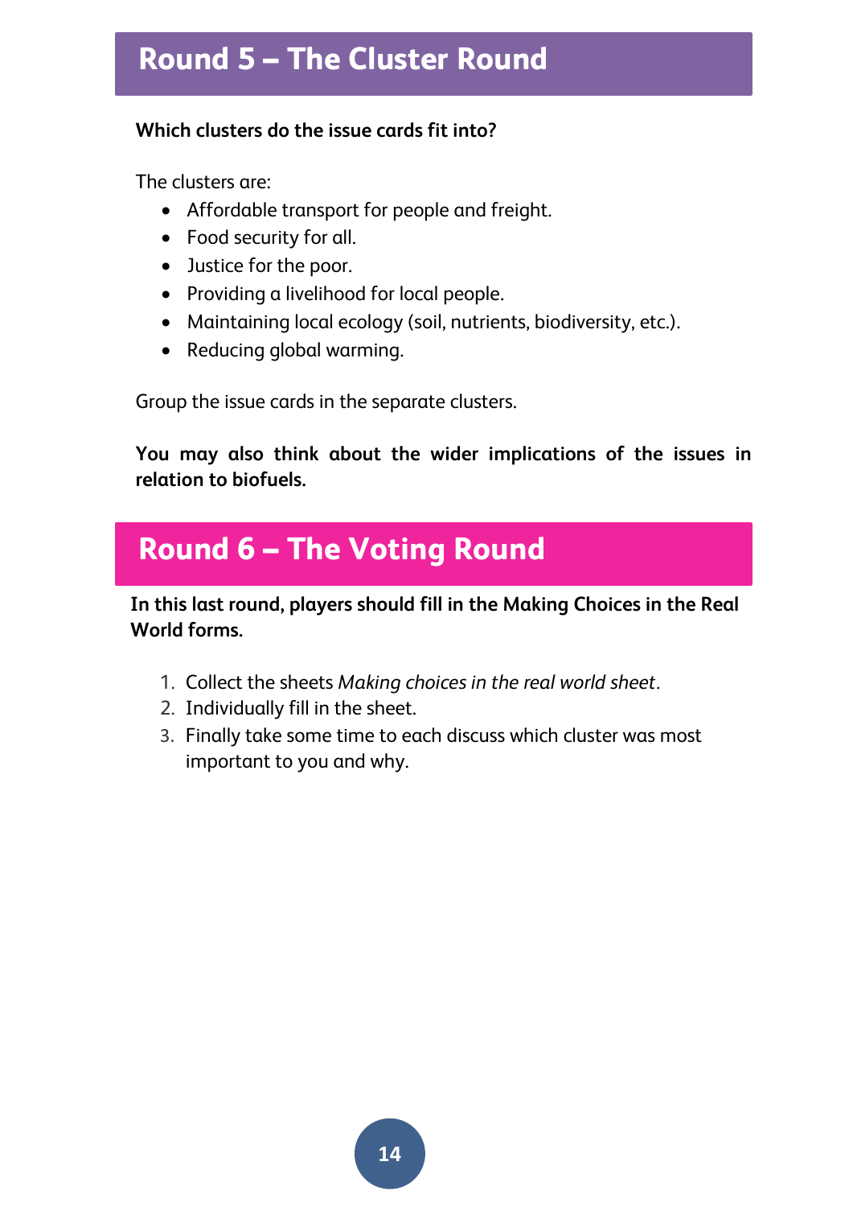## Round 5 – The Cluster Round

**Which clusters do the issue cards fit into?**

The clusters are:

- Affordable transport for people and freight.
- Food security for all.
- Justice for the poor.
- Providing a livelihood for local people.
- Maintaining local ecology (soil, nutrients, biodiversity, etc.).
- Reducing global warming.

Group the issue cards in the separate clusters.

**You may also think about the wider implications of the issues in relation to biofuels.**

## Round 6 – The Voting Round

**In this last round, players should fill in the Making Choices in the Real World forms.**

1. Collect the sheets *Making choices in the real world sheet*.
2. Individually fill in the sheet.
3. Finally take some time to each discuss which cluster was most important to you and why.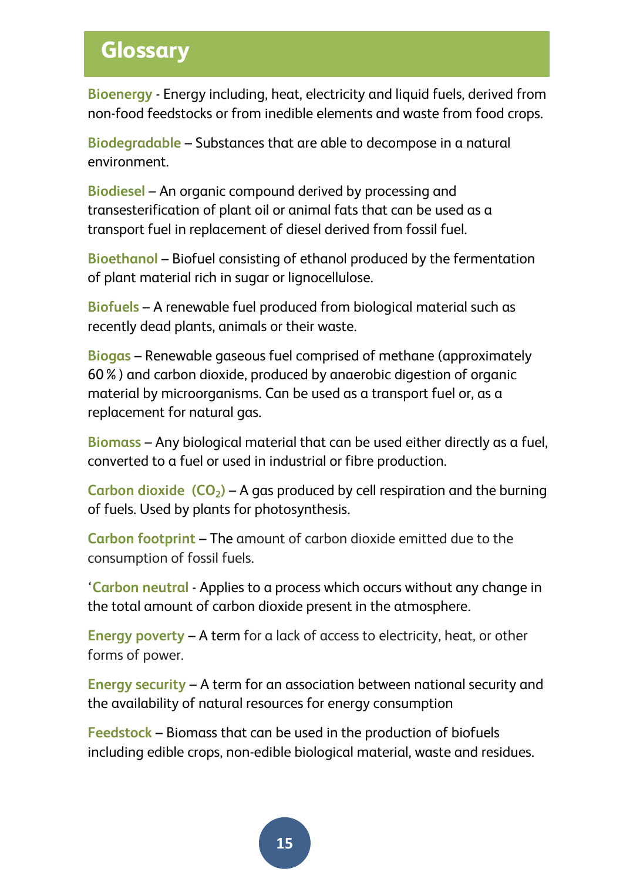# Glossary

**Bioenergy** - Energy including, heat, electricity and liquid fuels, derived from non-food feedstocks or from inedible elements and waste from food crops.

**Biodegradable** – Substances that are able to decompose in a natural environment.

**Biodiesel** – An organic compound derived by processing and transesterification of plant oil or animal fats that can be used as a transport fuel in replacement of diesel derived from fossil fuel.

**Bioethanol** – Biofuel consisting of ethanol produced by the fermentation of plant material rich in sugar or lignocellulose.

**Biofuels** – A renewable fuel produced from biological material such as recently dead plants, animals or their waste.

**Biogas** – Renewable gaseous fuel comprised of methane (approximately 60 % ) and carbon dioxide, produced by anaerobic digestion of organic material by microorganisms. Can be used as a transport fuel or, as a replacement for natural gas.

**Biomass** – Any biological material that can be used either directly as a fuel, converted to a fuel or used in industrial or fibre production.

**Carbon dioxide ($CO_2$)** – A gas produced by cell respiration and the burning of fuels. Used by plants for photosynthesis.

**Carbon footprint** – The amount of carbon dioxide emitted due to the consumption of fossil fuels.

'**Carbon neutral** - Applies to a process which occurs without any change in the total amount of carbon dioxide present in the atmosphere.

**Energy poverty** – A term for a lack of access to electricity, heat, or other forms of power.

**Energy security** – A term for an association between national security and the availability of natural resources for energy consumption

**Feedstock** – Biomass that can be used in the production of biofuels including edible crops, non-edible biological material, waste and residues.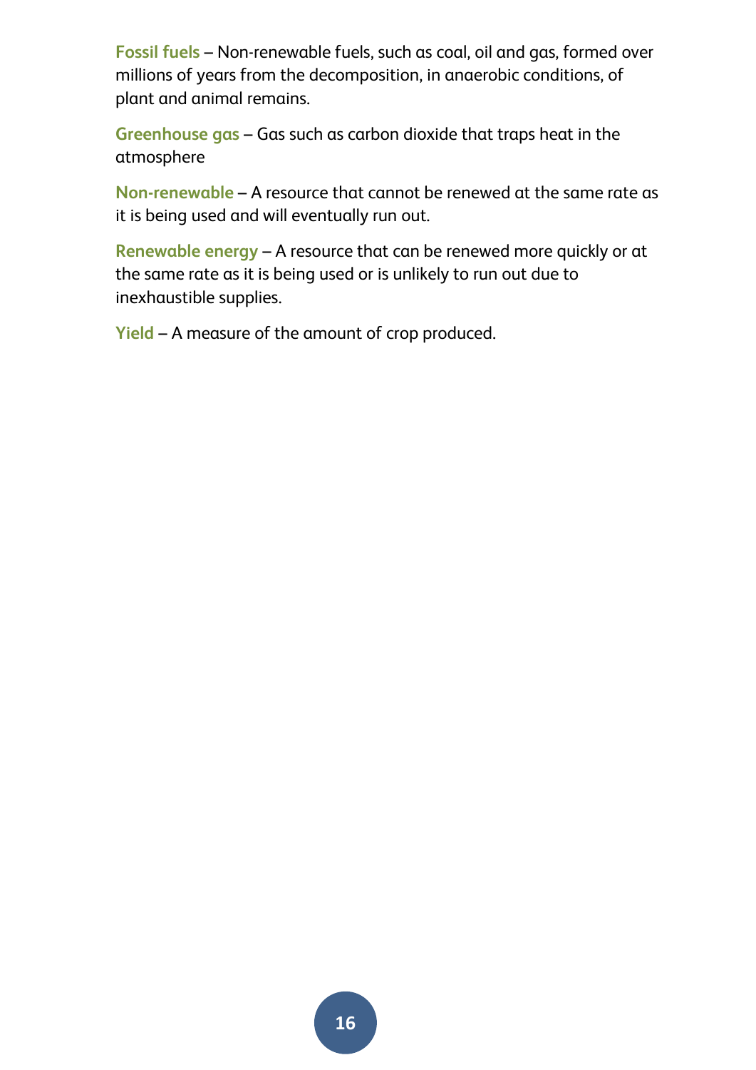**Fossil fuels** – Non-renewable fuels, such as coal, oil and gas, formed over millions of years from the decomposition, in anaerobic conditions, of plant and animal remains.

**Greenhouse gas** – Gas such as carbon dioxide that traps heat in the atmosphere

**Non-renewable** – A resource that cannot be renewed at the same rate as it is being used and will eventually run out.

**Renewable energy** – A resource that can be renewed more quickly or at the same rate as it is being used or is unlikely to run out due to inexhaustible supplies.

**Yield** – A measure of the amount of crop produced.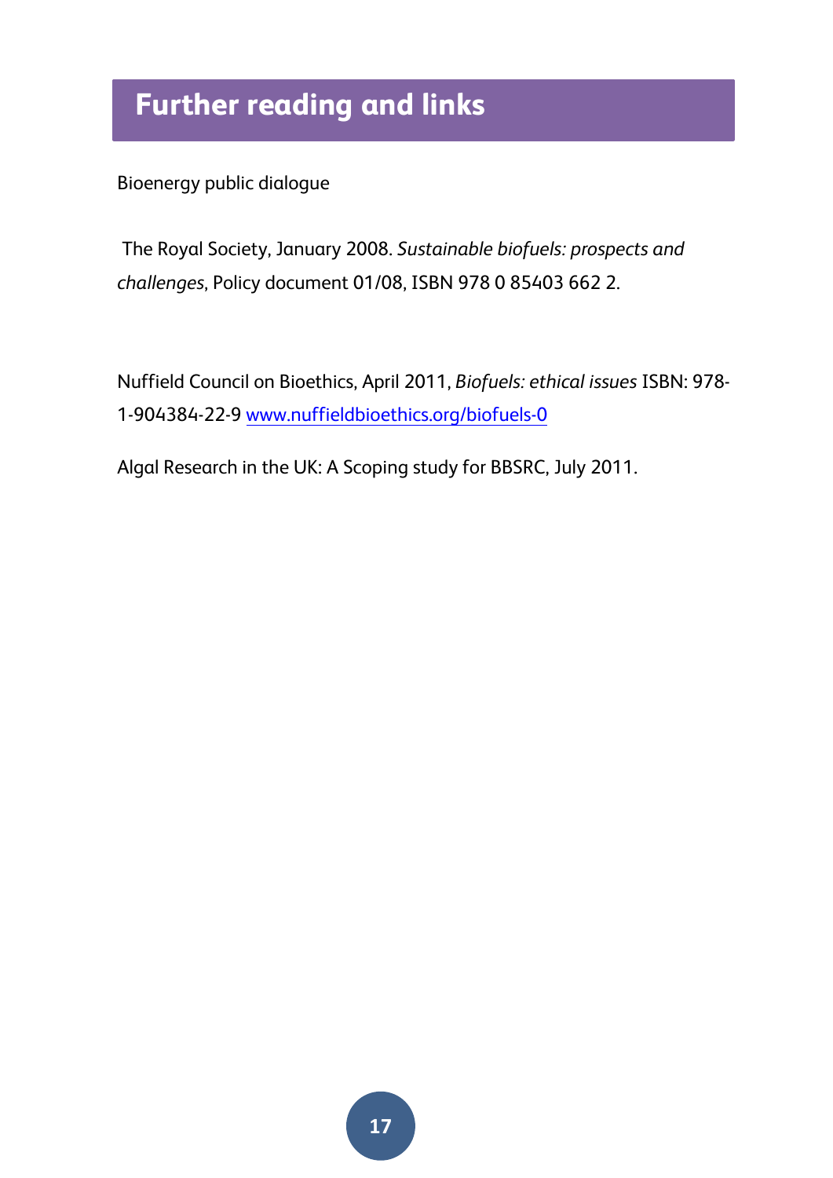# Further reading and links

Bioenergy public dialogue

The Royal Society, January 2008. *Sustainable biofuels: prospects and challenges*, Policy document 01/08, ISBN 978 0 85403 662 2.

Nuffield Council on Bioethics, April 2011, *Biofuels: ethical issues* ISBN: 978-1-904384-22-9 [www.nuffieldbioethics.org/biofuels-0](www.nuffieldbioethics.org/biofuels-0)

Algal Research in the UK: A Scoping study for BBSRC, July 2011.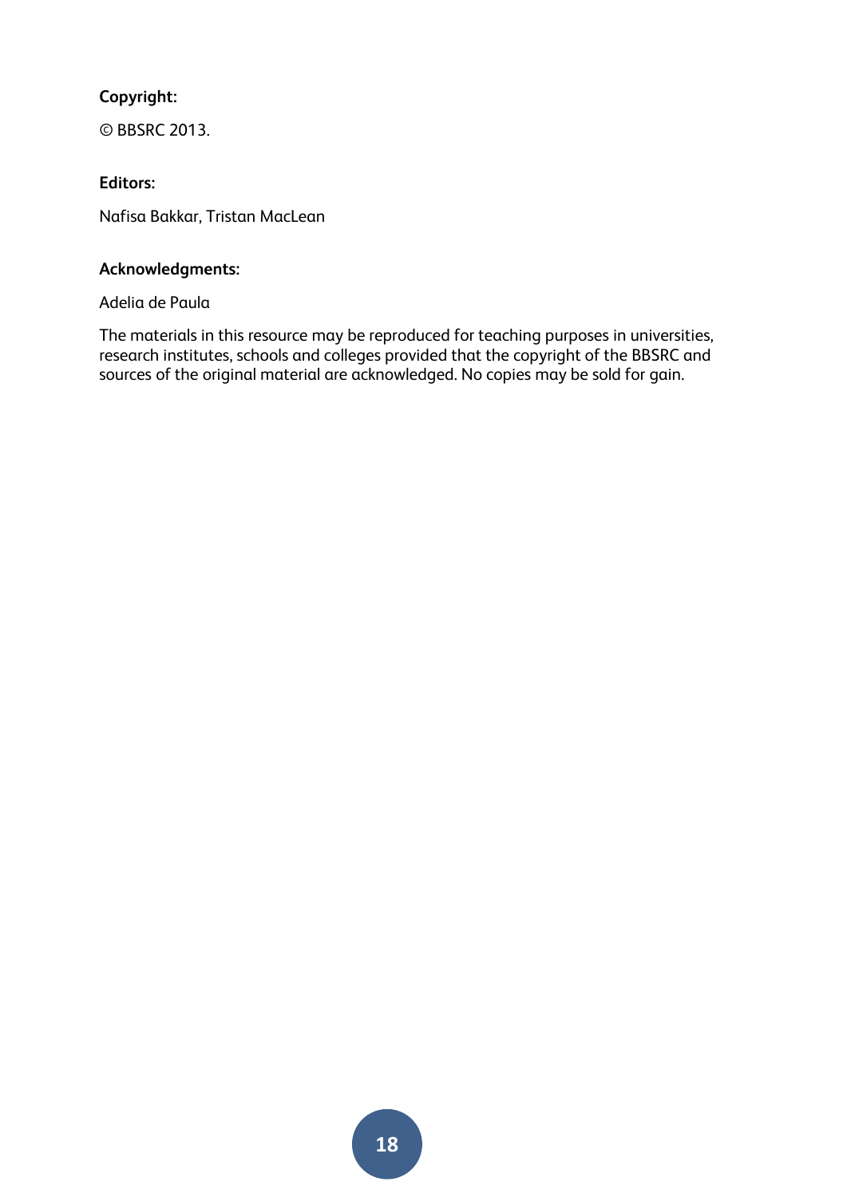**Copyright:**

© BBSRC 2013.

**Editors:**

Nafisa Bakkar, Tristan MacLean

**Acknowledgments:**

Adelia de Paula

The materials in this resource may be reproduced for teaching purposes in universities, research institutes, schools and colleges provided that the copyright of the BBSRC and sources of the original material are acknowledged. No copies may be sold for gain.